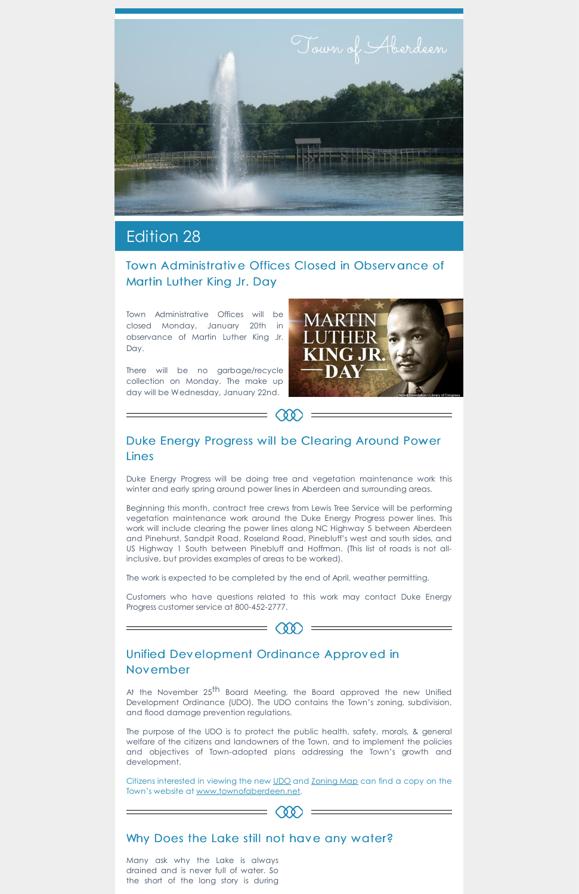Town of Aberdeen

# Edition 28

## Town Administrative Offices Closed in Observance of Martin Luther King Jr. Day

Town Administrative Offices will be closed Monday, January 20th in observance of Martin Luther King Jr. Day.

There will be no garbage/recycle collection on Monday. The make up day will be Wednesday, January 22nd.

## Duke Energy Progress will be Clearing Around Power Lines

Duke Energy Progress will be doing tree and vegetation maintenance work this winter and early spring around power lines in Aberdeen and surrounding areas.

Beginning this month, contract tree crews from Lewis Tree Service will be performing vegetation maintenance work around the Duke Energy Progress power lines. This work will include clearing the power lines along NC Highway 5 between Aberdeen and Pinehurst, Sandpit Road, Roseland Road, Pinebluff's west and south sides, and US Highway 1 South between Pinebluff and Hoffman. (This list of roads is not all-inclusive, but provides examples of areas to be worked).

The work is expected to be completed by the end of April, weather permitting.

Customers who have questions related to this work may contact Duke Energy Progress customer service at 800-452-2777.

## Unified Development Ordinance Approved in November

At the November 25th Board Meeting, the Board approved the new Unified Development Ordinance (UDO). The UDO contains the Town's zoning, subdivision, and flood damage prevention regulations.

The purpose of the UDO is to protect the public health, safety, morals, & general welfare of the citizens and landowners of the Town, and to implement the policies and objectives of Town-adopted plans addressing the Town's growth and development.

Citizens interested in viewing the new UDO and Zoning Map can find a copy on the Town's website at www.townofaberdeen.net.

## Why Does the Lake still not have any water?

Many ask why the Lake is always drained and is never full of water. So the short of the long story is during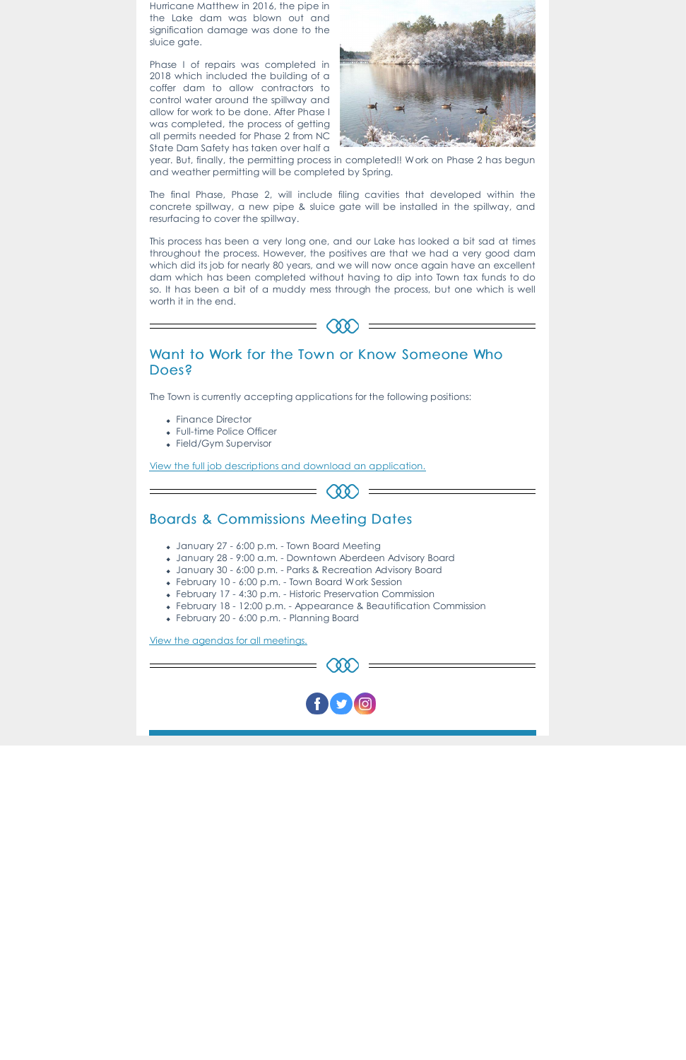Hurricane Matthew in 2016, the pipe in the Lake dam was blown out and signification damage was done to the sluice gate.

Phase I of repairs was completed in 2018 which included the building of a coffer dam to allow contractors to control water around the spillway and allow for work to be done. After Phase I was completed, the process of getting all permits needed for Phase 2 from NC State Dam Safety has taken over half a year. But, finally, the permitting process in completed!! Work on Phase 2 has begun and weather permitting will be completed by Spring.

The final Phase, Phase 2, will include filing cavities that developed within the concrete spillway, a new pipe & sluice gate will be installed in the spillway, and resurfacing to cover the spillway.

This process has been a very long one, and our Lake has looked a bit sad at times throughout the process. However, the positives are that we had a very good dam which did its job for nearly 80 years, and we will now once again have an excellent dam which has been completed without having to dip into Town tax funds to do so. It has been a bit of a muddy mess through the process, but one which is well worth it in the end.

## Want to Work for the Town or Know Someone Who Does?

The Town is currently accepting applications for the following positions:

- Finance Director
- Full-time Police Officer
- Field/Gym Supervisor

View the full job descriptions and download an application.

## Boards & Commissions Meeting Dates

- January 27 - 6:00 p.m. - Town Board Meeting
- January 28 - 9:00 a.m. - Downtown Aberdeen Advisory Board
- January 30 - 6:00 p.m. - Parks & Recreation Advisory Board
- February 10 - 6:00 p.m. - Town Board Work Session
- February 17 - 4:30 p.m. - Historic Preservation Commission
- February 18 - 12:00 p.m. - Appearance & Beautification Commission
- February 20 - 6:00 p.m. - Planning Board

View the agendas for all meetings.